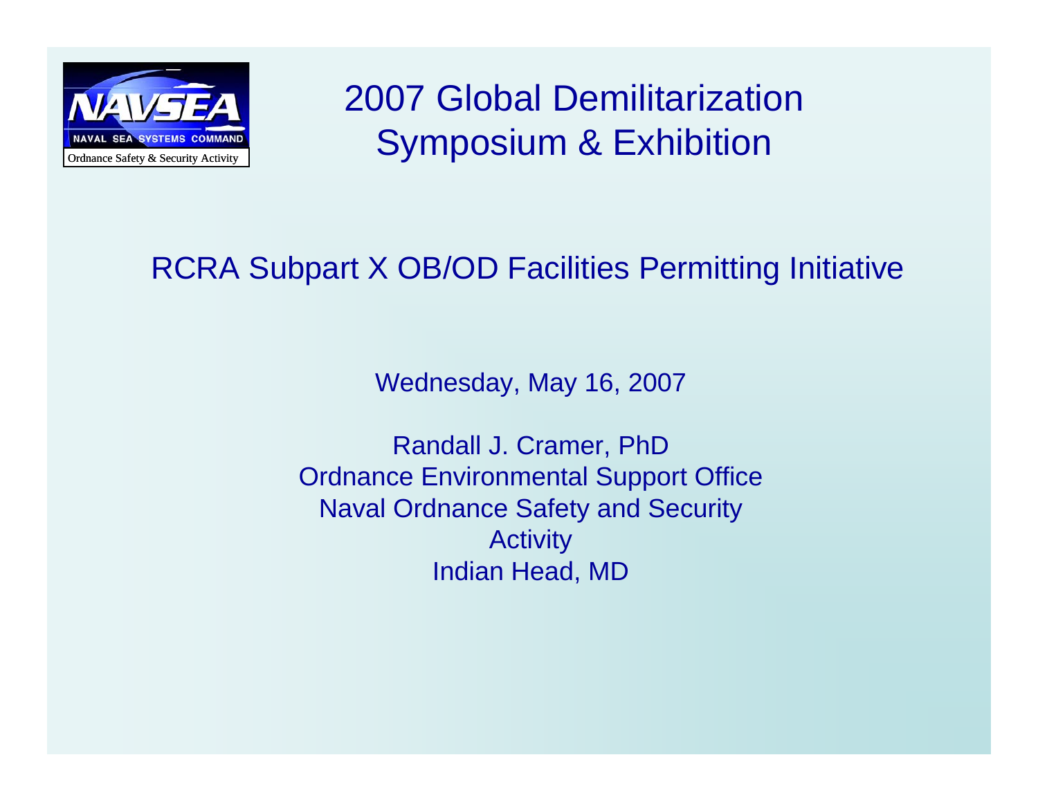# 2007 Global Demilitarization Symposium & Exhibition

## RCRA Subpart X OB/OD Facilities Permitting Initiative

Wednesday, May 16, 2007

Randall J. Cramer, PhD
Ordnance Environmental Support Office
Naval Ordnance Safety and Security Activity
Indian Head, MD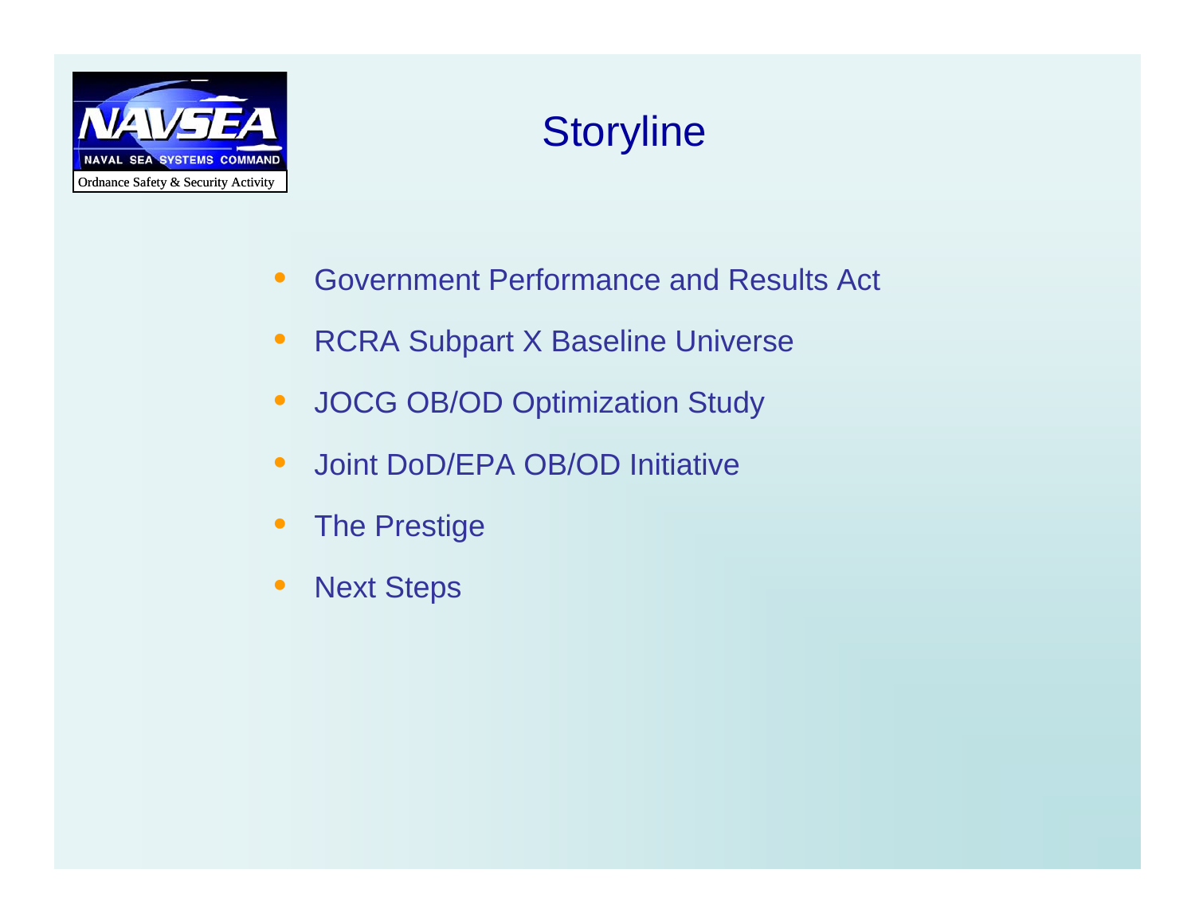# Storyline

- Government Performance and Results Act
- RCRA Subpart X Baseline Universe
- JOCG OB/OD Optimization Study
- Joint DoD/EPA OB/OD Initiative
- The Prestige
- Next Steps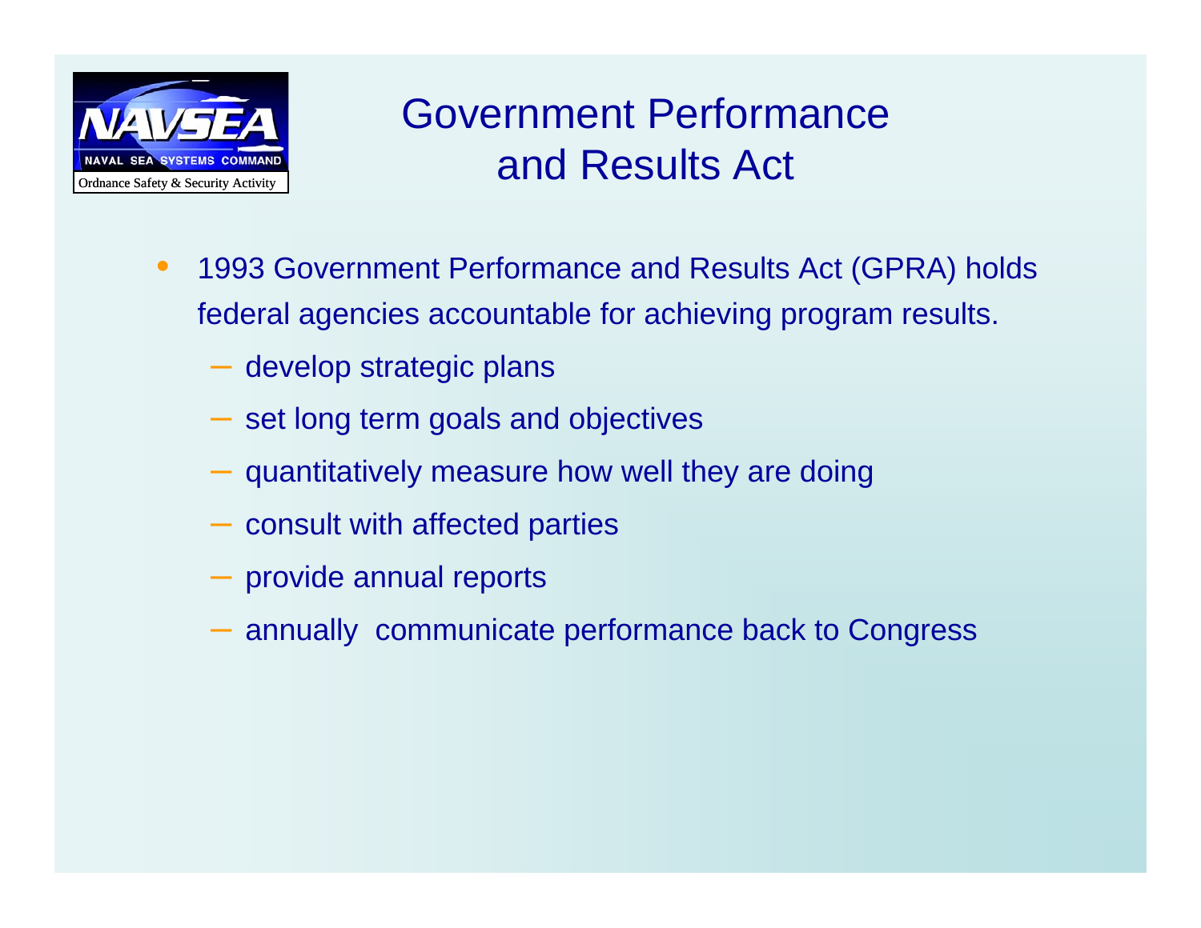# Government Performance and Results Act

- 1993 Government Performance and Results Act (GPRA) holds federal agencies accountable for achieving program results.
  - develop strategic plans
  - set long term goals and objectives
  - quantitatively measure how well they are doing
  - consult with affected parties
  - provide annual reports
  - annually communicate performance back to Congress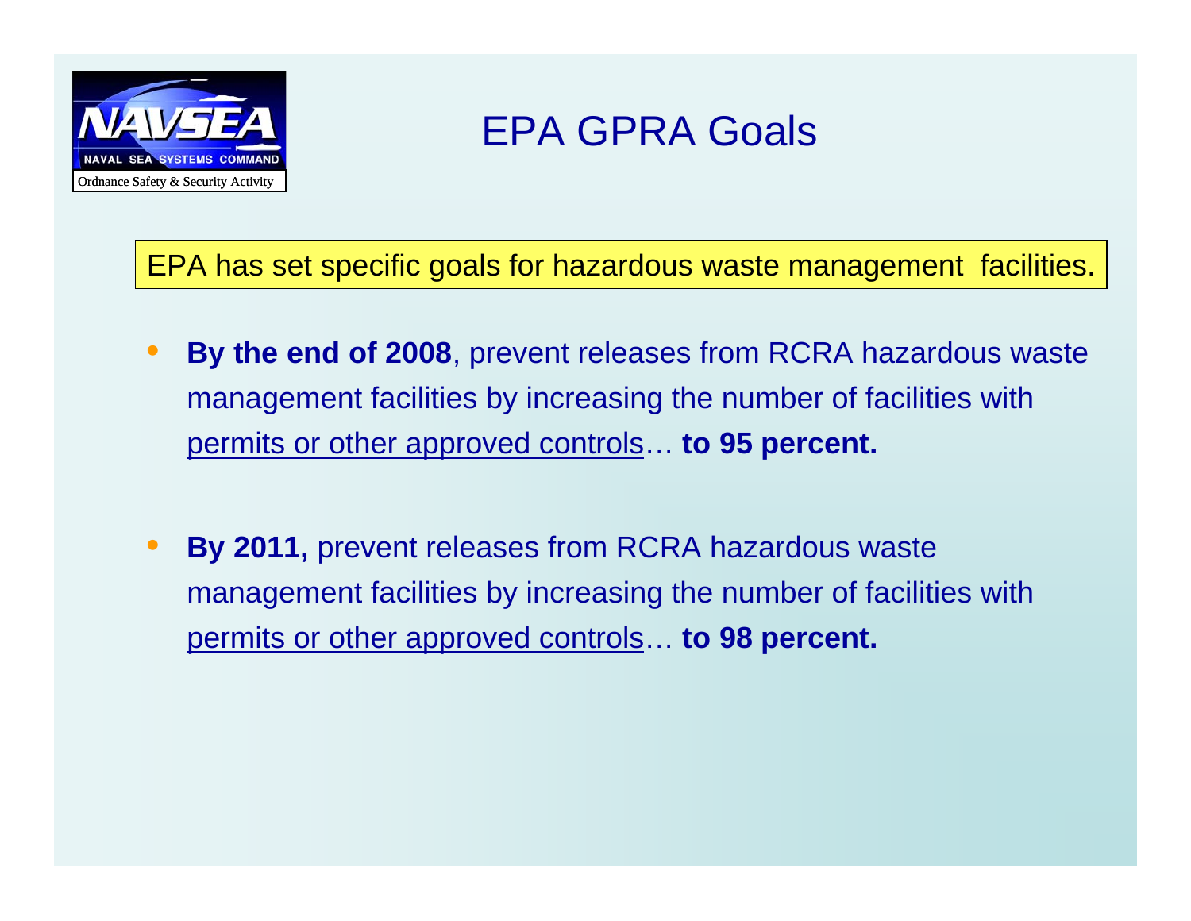NAVSEA

NAVAL SEA SYSTEMS COMMAND

Ordnance Safety & Security Activity

# EPA GPRA Goals

EPA has set specific goals for hazardous waste management facilities.

- **By the end of 2008**, prevent releases from RCRA hazardous waste management facilities by increasing the number of facilities with permits or other approved controls… **to 95 percent.**

- **By 2011,** prevent releases from RCRA hazardous waste management facilities by increasing the number of facilities with permits or other approved controls… **to 98 percent.**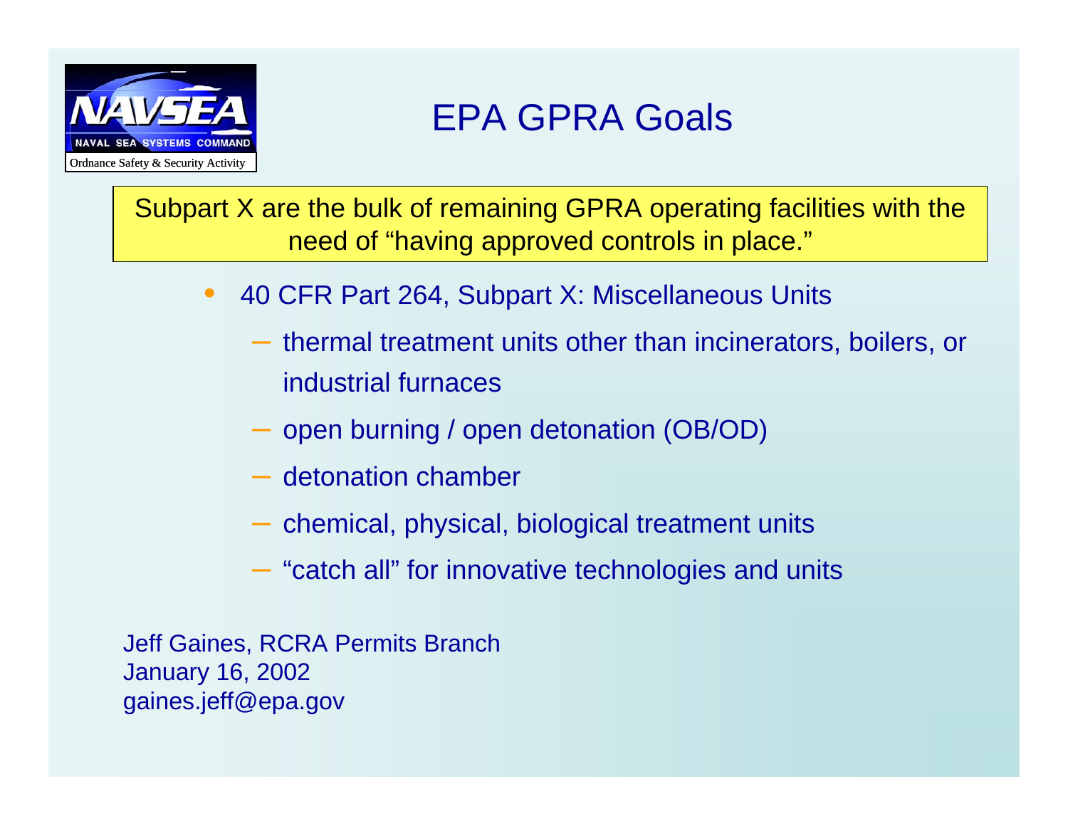# EPA GPRA Goals

Subpart X are the bulk of remaining GPRA operating facilities with the need of "having approved controls in place."

- 40 CFR Part 264, Subpart X: Miscellaneous Units
  - thermal treatment units other than incinerators, boilers, or industrial furnaces
  - open burning / open detonation (OB/OD)
  - detonation chamber
  - chemical, physical, biological treatment units
  - "catch all" for innovative technologies and units

Jeff Gaines, RCRA Permits Branch
January 16, 2002
gaines.jeff@epa.gov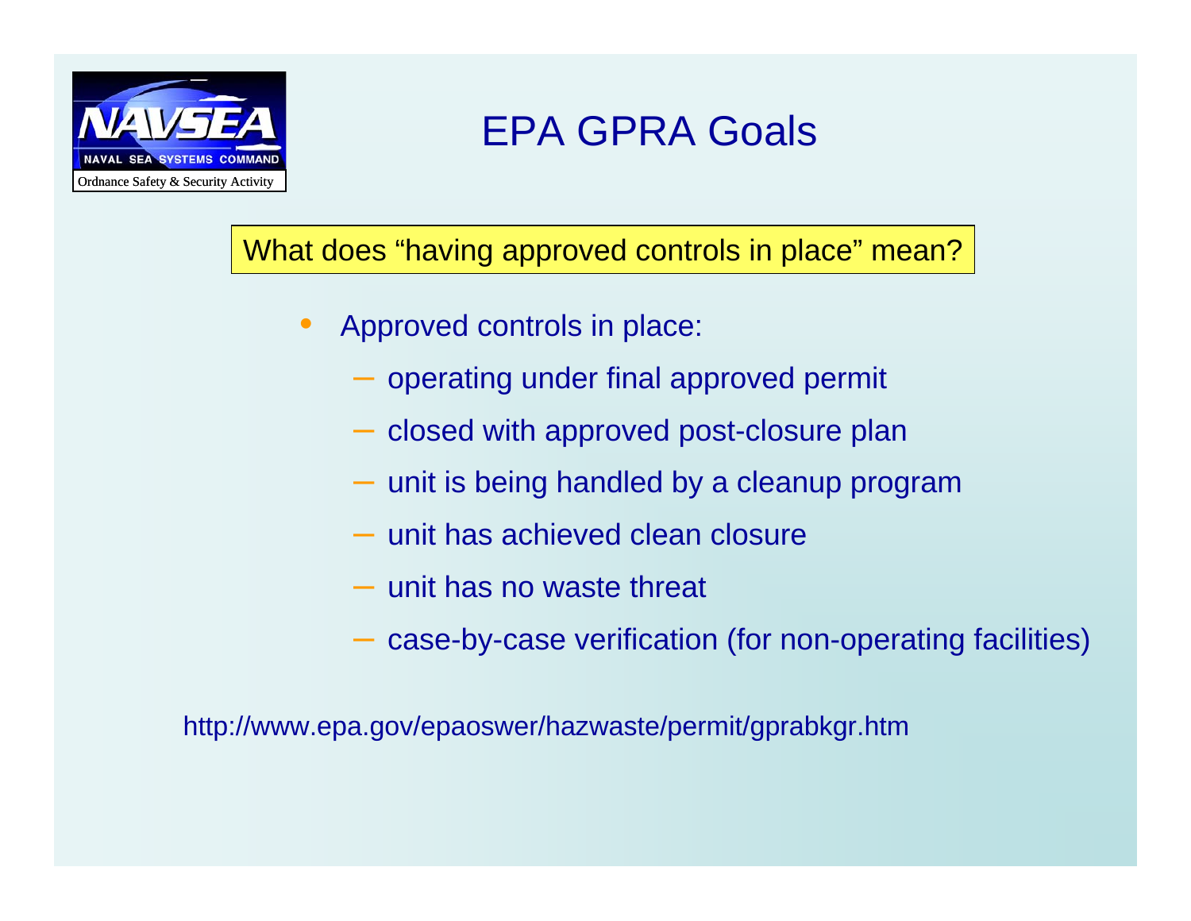NAVSEA
NAVAL SEA SYSTEMS COMMAND
Ordnance Safety & Security Activity

# EPA GPRA Goals

What does "having approved controls in place" mean?

- Approved controls in place:
  - operating under final approved permit
  - closed with approved post-closure plan
  - unit is being handled by a cleanup program
  - unit has achieved clean closure
  - unit has no waste threat
  - case-by-case verification (for non-operating facilities)

http://www.epa.gov/epaoswer/hazwaste/permit/gprabkgr.htm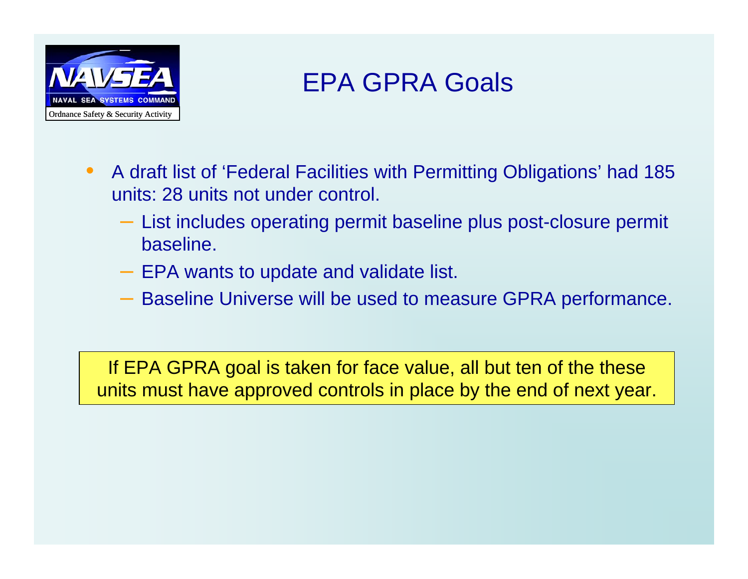# EPA GPRA Goals

- A draft list of 'Federal Facilities with Permitting Obligations' had 185 units: 28 units not under control.
  - List includes operating permit baseline plus post-closure permit baseline.
  - EPA wants to update and validate list.
  - Baseline Universe will be used to measure GPRA performance.

If EPA GPRA goal is taken for face value, all but ten of the these units must have approved controls in place by the end of next year.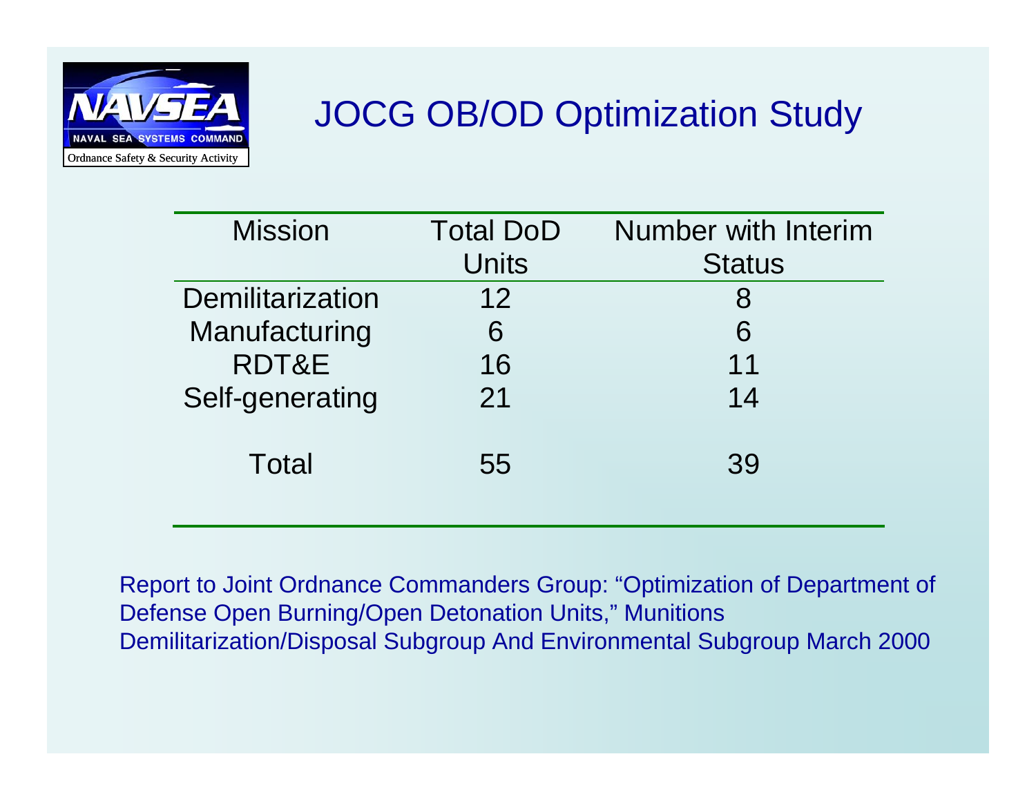# JOCG OB/OD Optimization Study

| Mission | Total DoD Units | Number with Interim Status |
|---|---|---|
| Demilitarization | 12 | 8 |
| Manufacturing | 6 | 6 |
| RDT&E | 16 | 11 |
| Self-generating | 21 | 14 |
| Total | 55 | 39 |

Report to Joint Ordnance Commanders Group: "Optimization of Department of Defense Open Burning/Open Detonation Units," Munitions Demilitarization/Disposal Subgroup And Environmental Subgroup March 2000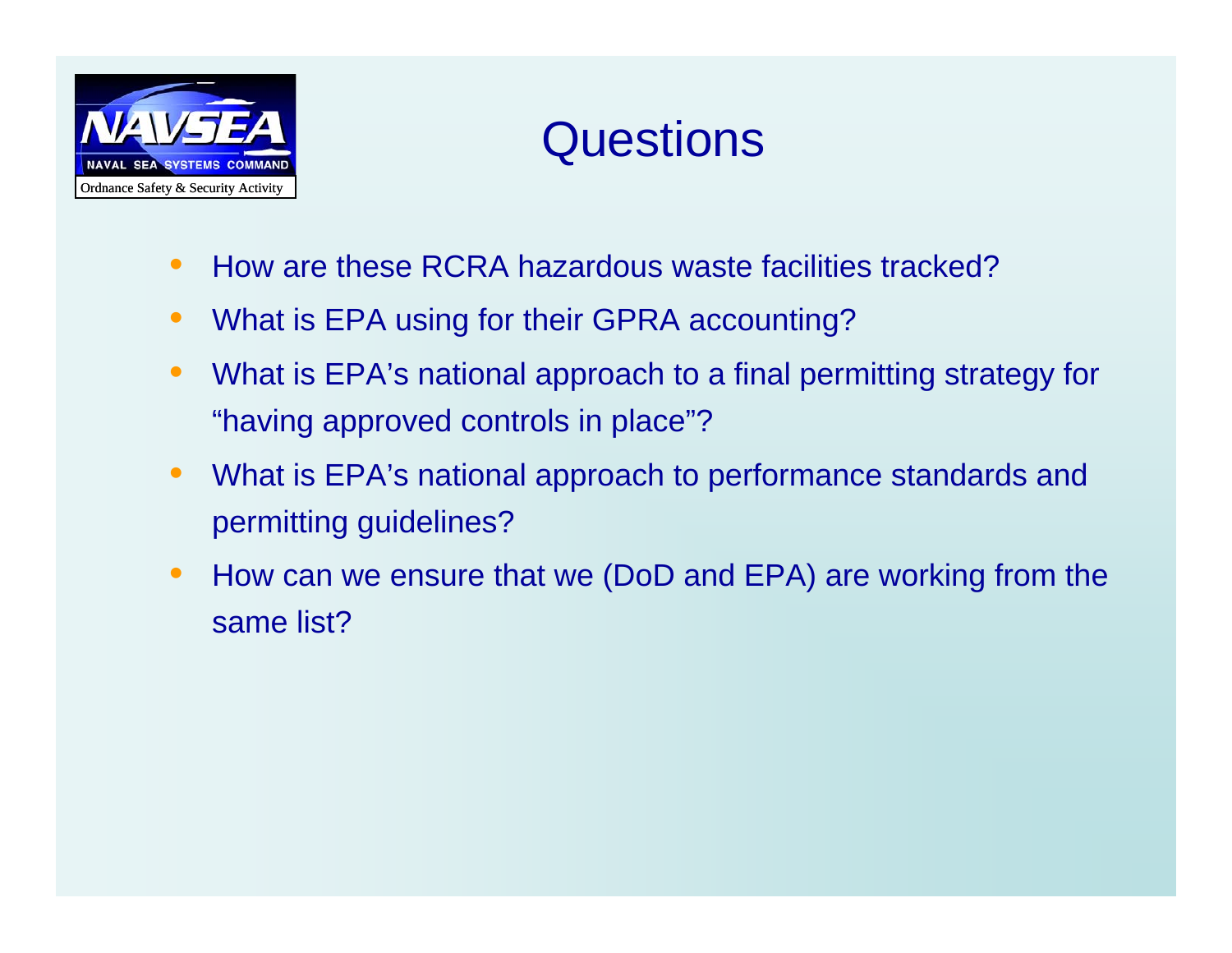# Questions

- How are these RCRA hazardous waste facilities tracked?
- What is EPA using for their GPRA accounting?
- What is EPA's national approach to a final permitting strategy for "having approved controls in place"?
- What is EPA's national approach to performance standards and permitting guidelines?
- How can we ensure that we (DoD and EPA) are working from the same list?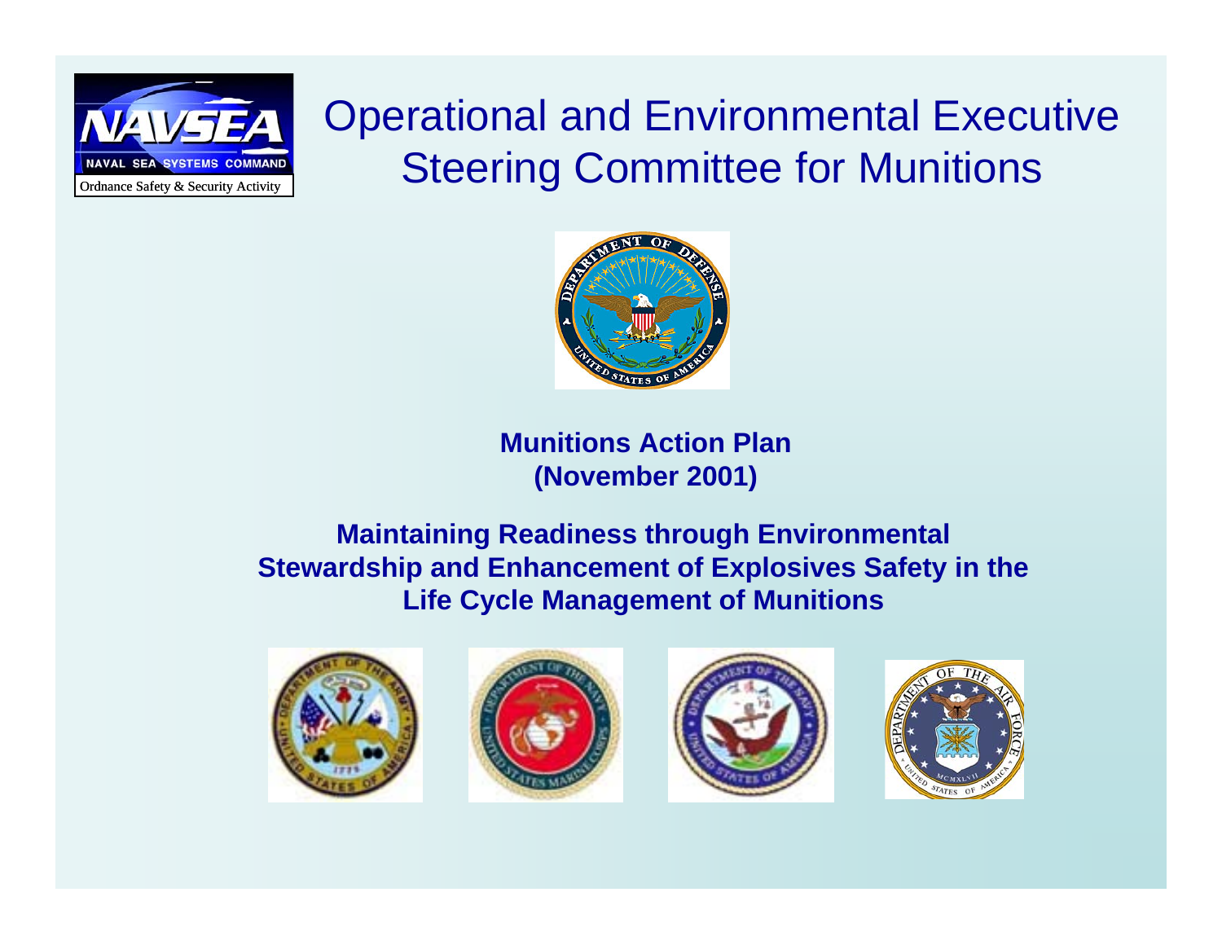NAVSEA
NAVAL SEA SYSTEMS COMMAND
Ordnance Safety & Security Activity

# Operational and Environmental Executive Steering Committee for Munitions

**Munitions Action Plan**
**(November 2001)**

**Maintaining Readiness through Environmental Stewardship and Enhancement of Explosives Safety in the Life Cycle Management of Munitions**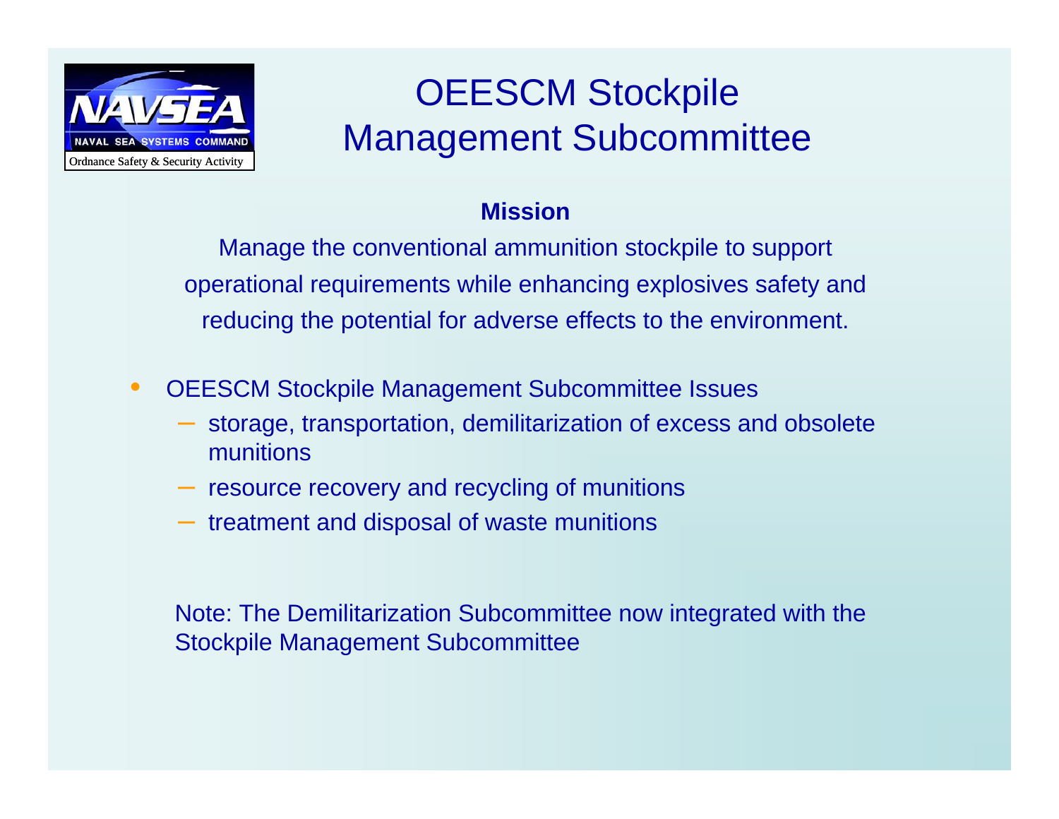# OEESCM Stockpile Management Subcommittee

**Mission**

Manage the conventional ammunition stockpile to support operational requirements while enhancing explosives safety and reducing the potential for adverse effects to the environment.

- OEESCM Stockpile Management Subcommittee Issues
  - storage, transportation, demilitarization of excess and obsolete munitions
  - resource recovery and recycling of munitions
  - treatment and disposal of waste munitions

Note: The Demilitarization Subcommittee now integrated with the Stockpile Management Subcommittee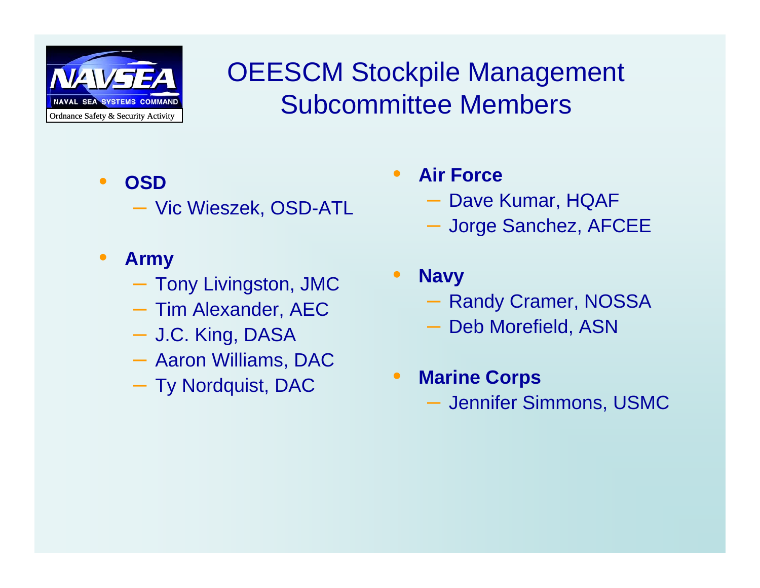# OEESCM Stockpile Management Subcommittee Members

- **OSD**
  - Vic Wieszek, OSD-ATL
- **Army**
  - Tony Livingston, JMC
  - Tim Alexander, AEC
  - J.C. King, DASA
  - Aaron Williams, DAC
  - Ty Nordquist, DAC
- **Air Force**
  - Dave Kumar, HQAF
  - Jorge Sanchez, AFCEE
- **Navy**
  - Randy Cramer, NOSSA
  - Deb Morefield, ASN
- **Marine Corps**
  - Jennifer Simmons, USMC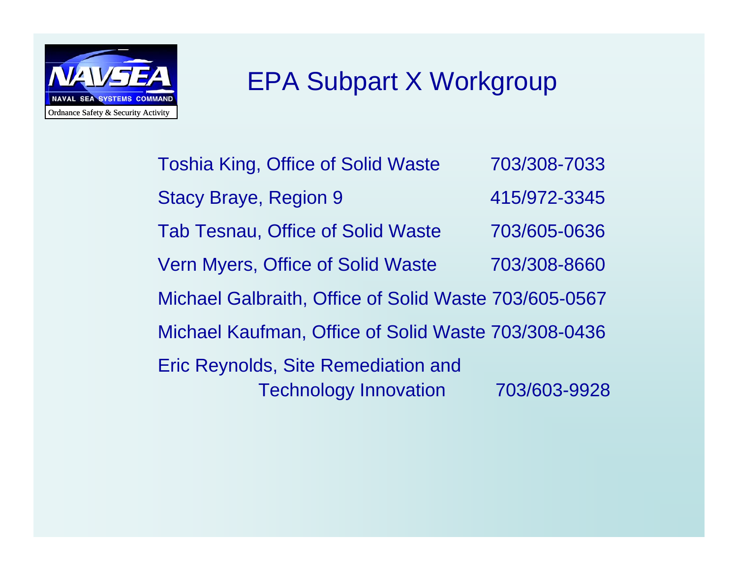# EPA Subpart X Workgroup

| | |
|---|---|
| Toshia King, Office of Solid Waste | 703/308-7033 |
| Stacy Braye, Region 9 | 415/972-3345 |
| Tab Tesnau, Office of Solid Waste | 703/605-0636 |
| Vern Myers, Office of Solid Waste | 703/308-8660 |
| Michael Galbraith, Office of Solid Waste | 703/605-0567 |
| Michael Kaufman, Office of Solid Waste | 703/308-0436 |
| Eric Reynolds, Site Remediation and Technology Innovation | 703/603-9928 |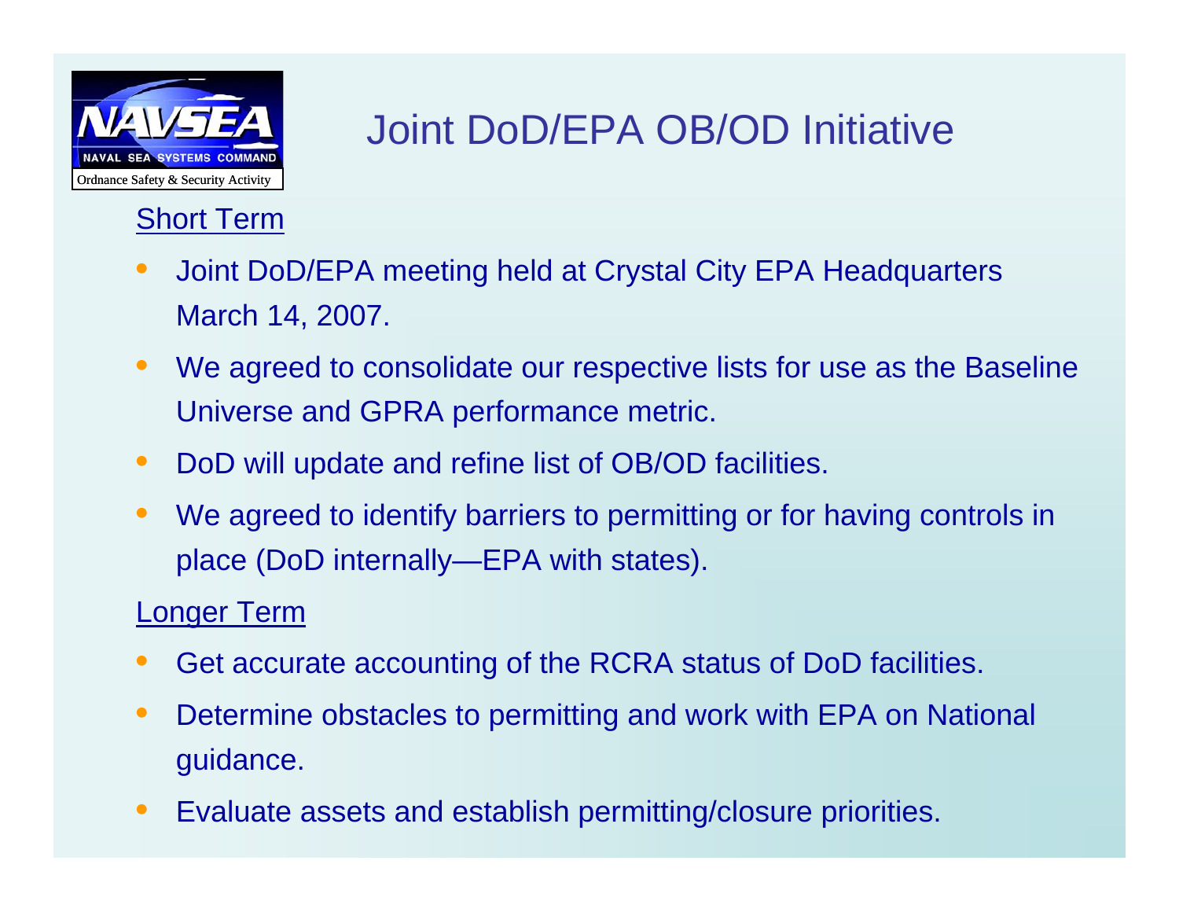# Joint DoD/EPA OB/OD Initiative

NAVSEA — NAVAL SEA SYSTEMS COMMAND — Ordnance Safety & Security Activity

## Short Term

- Joint DoD/EPA meeting held at Crystal City EPA Headquarters March 14, 2007.
- We agreed to consolidate our respective lists for use as the Baseline Universe and GPRA performance metric.
- DoD will update and refine list of OB/OD facilities.
- We agreed to identify barriers to permitting or for having controls in place (DoD internally—EPA with states).

## Longer Term

- Get accurate accounting of the RCRA status of DoD facilities.
- Determine obstacles to permitting and work with EPA on National guidance.
- Evaluate assets and establish permitting/closure priorities.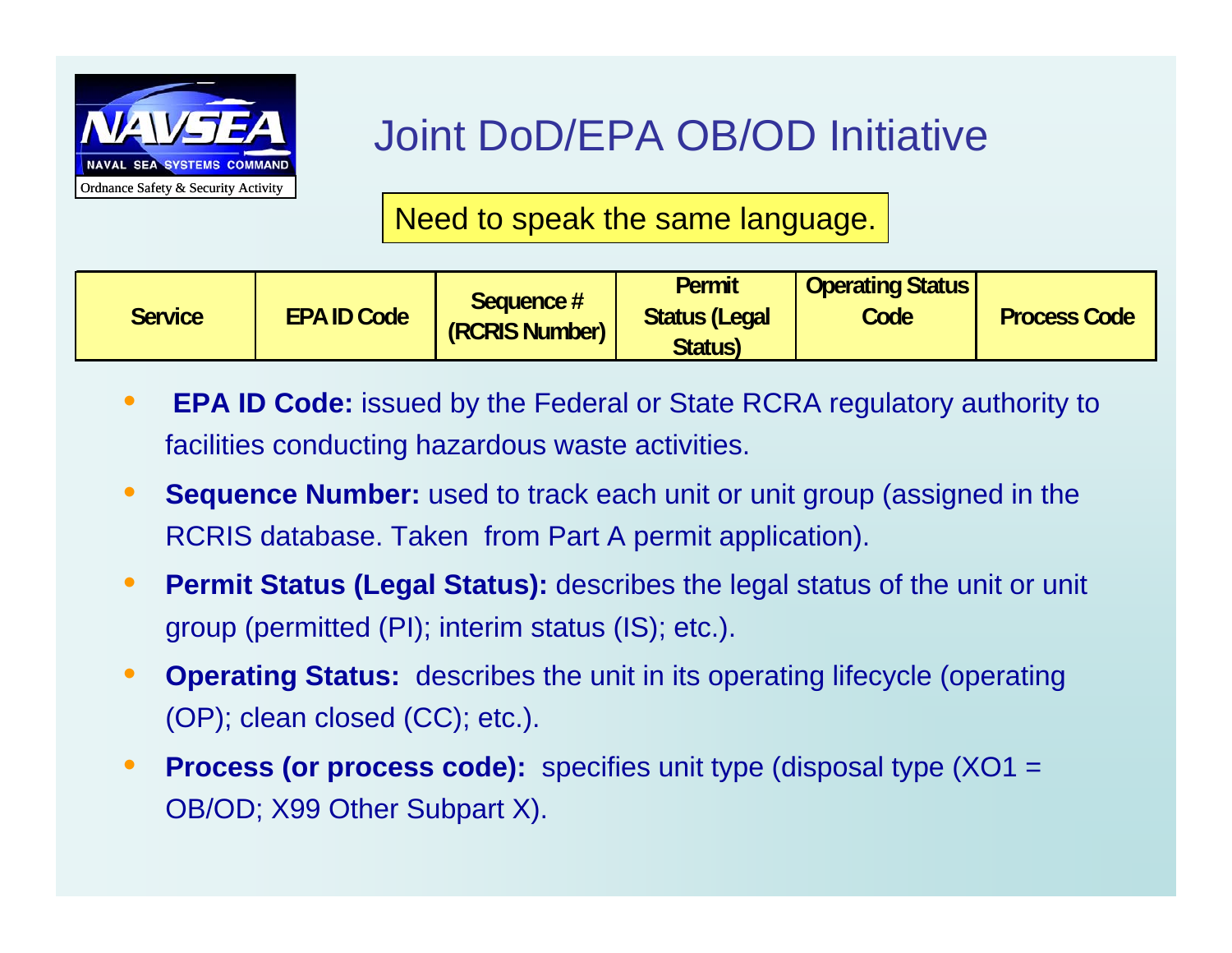NAVSEA
NAVAL SEA SYSTEMS COMMAND
Ordnance Safety & Security Activity

# Joint DoD/EPA OB/OD Initiative

Need to speak the same language.

| Service | EPA ID Code | Sequence # (RCRIS Number) | Permit Status (Legal Status) | Operating Status Code | Process Code |
|---|---|---|---|---|---|

- **EPA ID Code:** issued by the Federal or State RCRA regulatory authority to facilities conducting hazardous waste activities.
- **Sequence Number:** used to track each unit or unit group (assigned in the RCRIS database. Taken from Part A permit application).
- **Permit Status (Legal Status):** describes the legal status of the unit or unit group (permitted (PI); interim status (IS); etc.).
- **Operating Status:** describes the unit in its operating lifecycle (operating (OP); clean closed (CC); etc.).
- **Process (or process code):** specifies unit type (disposal type (XO1 = OB/OD; X99 Other Subpart X).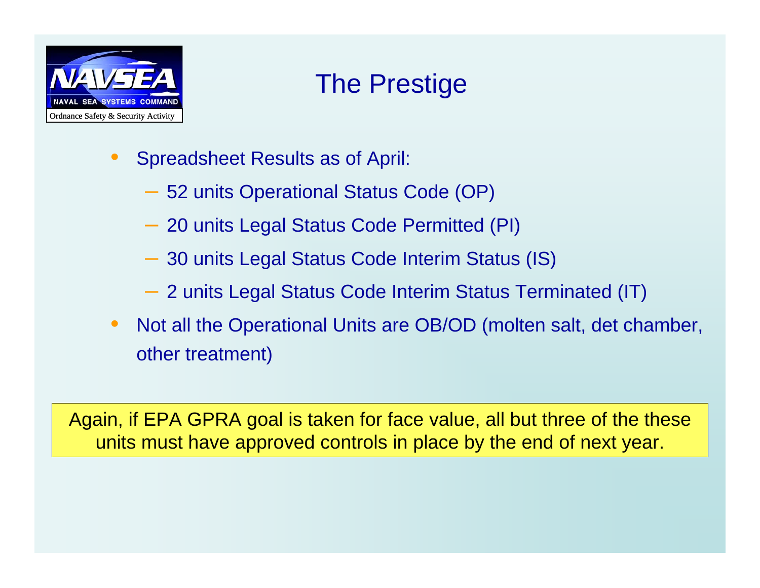# The Prestige

- Spreadsheet Results as of April:
  - 52 units Operational Status Code (OP)
  - 20 units Legal Status Code Permitted (PI)
  - 30 units Legal Status Code Interim Status (IS)
  - 2 units Legal Status Code Interim Status Terminated (IT)
- Not all the Operational Units are OB/OD (molten salt, det chamber, other treatment)

Again, if EPA GPRA goal is taken for face value, all but three of the these units must have approved controls in place by the end of next year.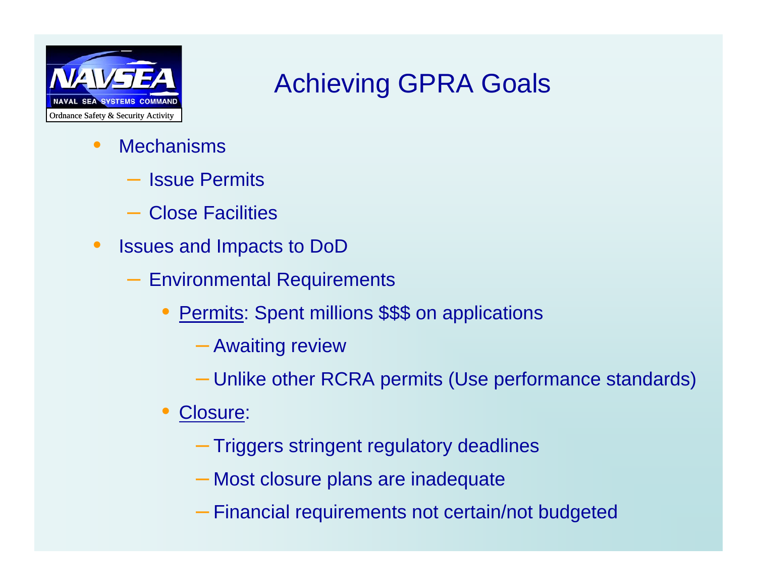# Achieving GPRA Goals

- Mechanisms
  - Issue Permits
  - Close Facilities
- Issues and Impacts to DoD
  - Environmental Requirements
    - Permits: Spent millions $$$ on applications
      - Awaiting review
      - Unlike other RCRA permits (Use performance standards)
    - Closure:
      - Triggers stringent regulatory deadlines
      - Most closure plans are inadequate
      - Financial requirements not certain/not budgeted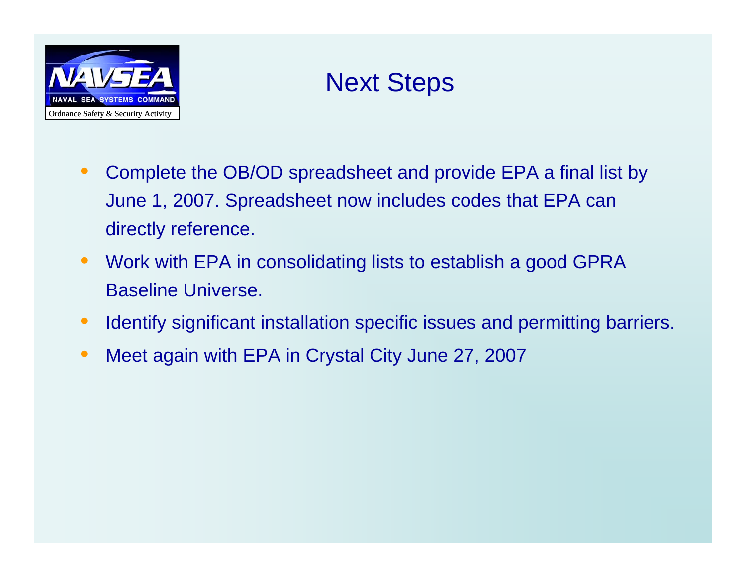# Next Steps

- Complete the OB/OD spreadsheet and provide EPA a final list by June 1, 2007. Spreadsheet now includes codes that EPA can directly reference.
- Work with EPA in consolidating lists to establish a good GPRA Baseline Universe.
- Identify significant installation specific issues and permitting barriers.
- Meet again with EPA in Crystal City June 27, 2007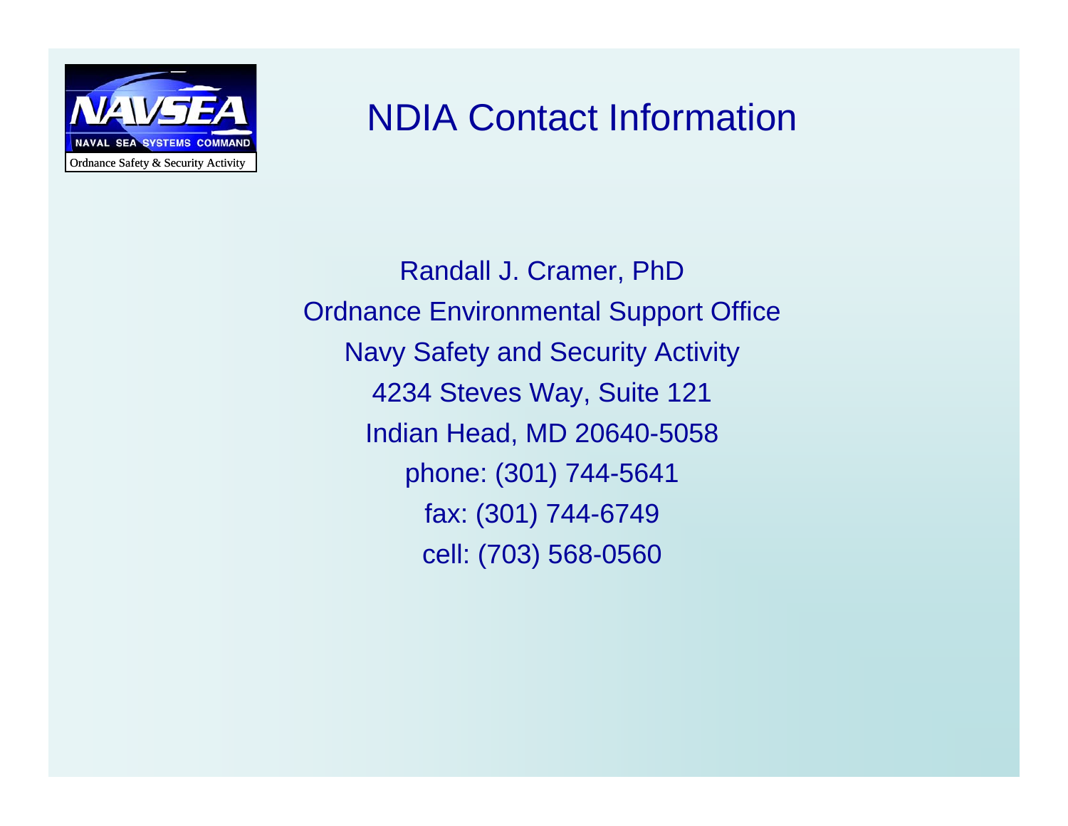# NDIA Contact Information

Randall J. Cramer, PhD
Ordnance Environmental Support Office
Navy Safety and Security Activity
4234 Steves Way, Suite 121
Indian Head, MD 20640-5058
phone: (301) 744-5641
fax: (301) 744-6749
cell: (703) 568-0560